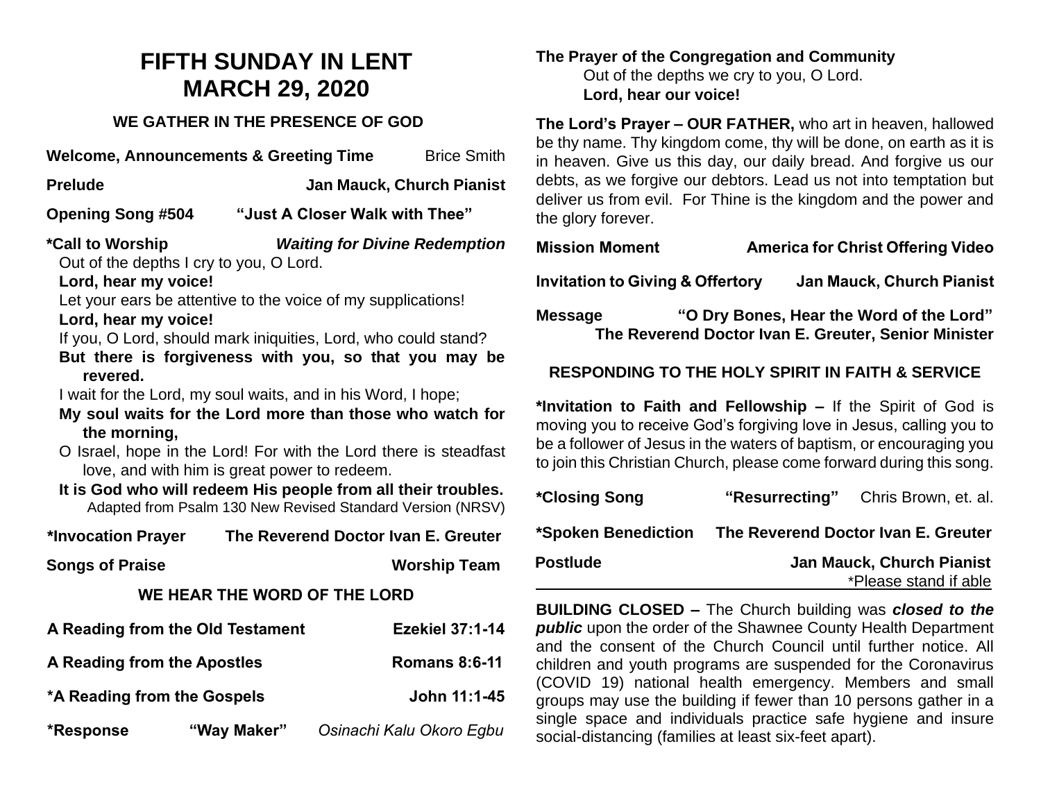# FIFTH SUNDAY IN LENT
# MARCH 29, 2020

## WE GATHER IN THE PRESENCE OF GOD

**Welcome, Announcements & Greeting Time** Brice Smith

**Prelude** **Jan Mauck, Church Pianist**

**Opening Song #504** **"Just A Closer Walk with Thee"**

**\*Call to Worship** ***Waiting for Divine Redemption***

Out of the depths I cry to you, O Lord.
**Lord, hear my voice!**
Let your ears be attentive to the voice of my supplications!
**Lord, hear my voice!**
If you, O Lord, should mark iniquities, Lord, who could stand?
**But there is forgiveness with you, so that you may be revered.**
I wait for the Lord, my soul waits, and in his Word, I hope;
**My soul waits for the Lord more than those who watch for the morning,**
O Israel, hope in the Lord! For with the Lord there is steadfast love, and with him is great power to redeem.
**It is God who will redeem His people from all their troubles.**
Adapted from Psalm 130 New Revised Standard Version (NRSV)

**\*Invocation Prayer** **The Reverend Doctor Ivan E. Greuter**

**Songs of Praise** **Worship Team**

## WE HEAR THE WORD OF THE LORD

**A Reading from the Old Testament** **Ezekiel 37:1-14**

**A Reading from the Apostles** **Romans 8:6-11**

**\*A Reading from the Gospels** **John 11:1-45**

**\*Response** **"Way Maker"** *Osinachi Kalu Okoro Egbu*

**The Prayer of the Congregation and Community**
Out of the depths we cry to you, O Lord.
**Lord, hear our voice!**

**The Lord's Prayer – OUR FATHER,** who art in heaven, hallowed be thy name. Thy kingdom come, thy will be done, on earth as it is in heaven. Give us this day, our daily bread. And forgive us our debts, as we forgive our debtors. Lead us not into temptation but deliver us from evil. For Thine is the kingdom and the power and the glory forever.

**Mission Moment** **America for Christ Offering Video**

**Invitation to Giving & Offertory** **Jan Mauck, Church Pianist**

**Message** **"O Dry Bones, Hear the Word of the Lord"**
**The Reverend Doctor Ivan E. Greuter, Senior Minister**

## RESPONDING TO THE HOLY SPIRIT IN FAITH & SERVICE

**\*Invitation to Faith and Fellowship –** If the Spirit of God is moving you to receive God's forgiving love in Jesus, calling you to be a follower of Jesus in the waters of baptism, or encouraging you to join this Christian Church, please come forward during this song.

**\*Closing Song** **"Resurrecting"** Chris Brown, et. al.

**\*Spoken Benediction** **The Reverend Doctor Ivan E. Greuter**

**Postlude** **Jan Mauck, Church Pianist**

\*Please stand if able

---

**BUILDING CLOSED –** The Church building was ***closed to the public*** upon the order of the Shawnee County Health Department and the consent of the Church Council until further notice. All children and youth programs are suspended for the Coronavirus (COVID 19) national health emergency. Members and small groups may use the building if fewer than 10 persons gather in a single space and individuals practice safe hygiene and insure social-distancing (families at least six-feet apart).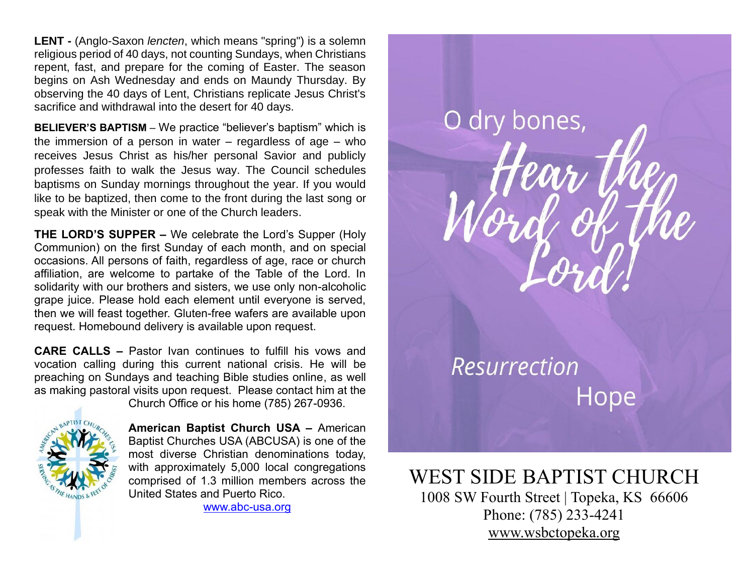**LENT -** (Anglo-Saxon *lencten*, which means "spring") is a solemn religious period of 40 days, not counting Sundays, when Christians repent, fast, and prepare for the coming of Easter. The season begins on Ash Wednesday and ends on Maundy Thursday. By observing the 40 days of Lent, Christians replicate Jesus Christ's sacrifice and withdrawal into the desert for 40 days.

**BELIEVER'S BAPTISM** – We practice "believer's baptism" which is the immersion of a person in water – regardless of age – who receives Jesus Christ as his/her personal Savior and publicly professes faith to walk the Jesus way. The Council schedules baptisms on Sunday mornings throughout the year. If you would like to be baptized, then come to the front during the last song or speak with the Minister or one of the Church leaders.

**THE LORD'S SUPPER –** We celebrate the Lord's Supper (Holy Communion) on the first Sunday of each month, and on special occasions. All persons of faith, regardless of age, race or church affiliation, are welcome to partake of the Table of the Lord. In solidarity with our brothers and sisters, we use only non-alcoholic grape juice. Please hold each element until everyone is served, then we will feast together. Gluten-free wafers are available upon request. Homebound delivery is available upon request.

**CARE CALLS –** Pastor Ivan continues to fulfill his vows and vocation calling during this current national crisis. He will be preaching on Sundays and teaching Bible studies online, as well as making pastoral visits upon request. Please contact him at the Church Office or his home (785) 267-0936.

**American Baptist Church USA –** American Baptist Churches USA (ABCUSA) is one of the most diverse Christian denominations today, with approximately 5,000 local congregations comprised of 1.3 million members across the United States and Puerto Rico.
www.abc-usa.org

O dry bones, Hear the Word of the Lord!

Resurrection Hope

# WEST SIDE BAPTIST CHURCH

1008 SW Fourth Street | Topeka, KS 66606
Phone: (785) 233-4241
www.wsbctopeka.org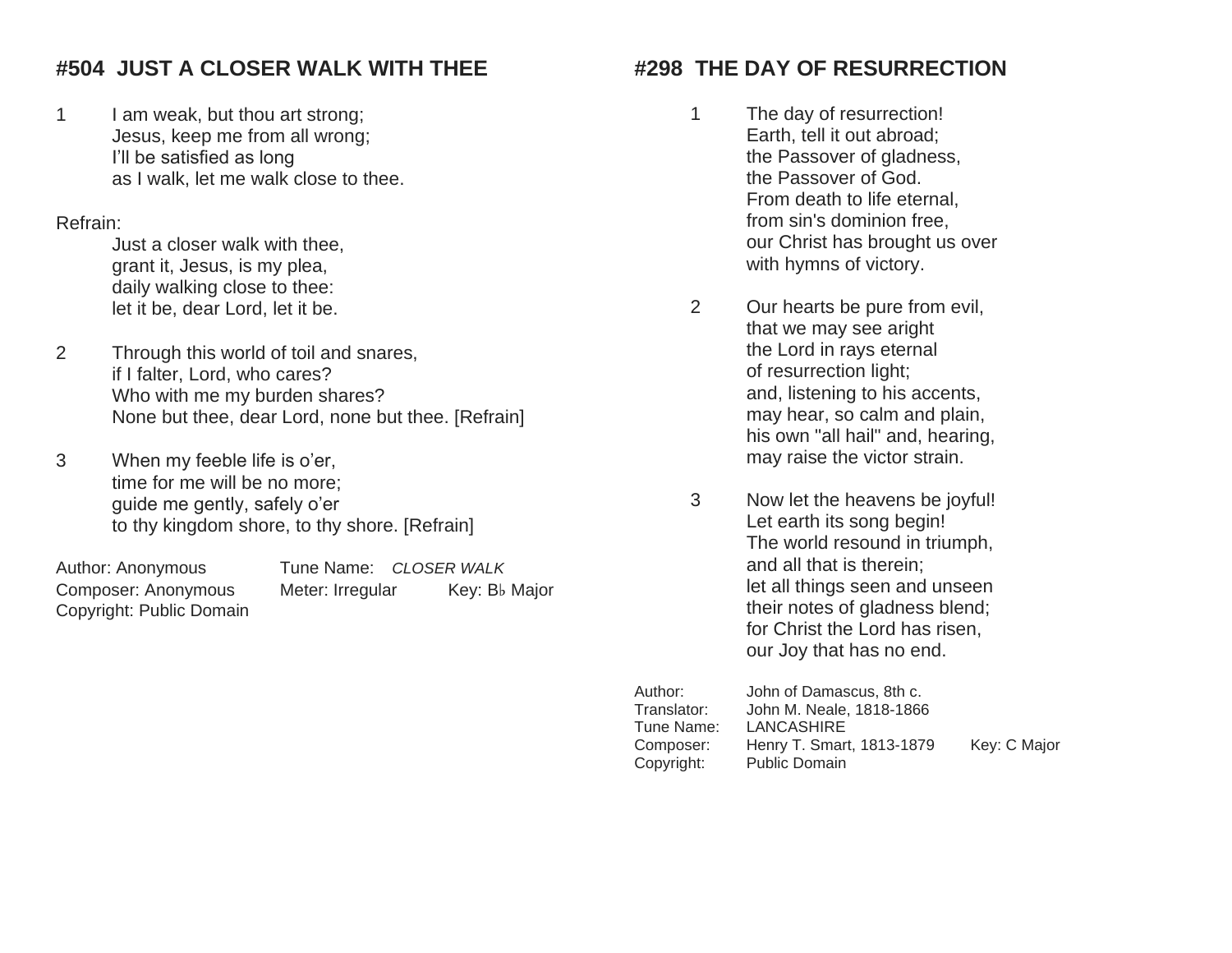## #504 JUST A CLOSER WALK WITH THEE

1 I am weak, but thou art strong;
Jesus, keep me from all wrong;
I'll be satisfied as long
as I walk, let me walk close to thee.

Refrain:
Just a closer walk with thee,
grant it, Jesus, is my plea,
daily walking close to thee:
let it be, dear Lord, let it be.

2 Through this world of toil and snares,
if I falter, Lord, who cares?
Who with me my burden shares?
None but thee, dear Lord, none but thee. [Refrain]

3 When my feeble life is o'er,
time for me will be no more;
guide me gently, safely o'er
to thy kingdom shore, to thy shore. [Refrain]

Author: Anonymous  Tune Name: *CLOSER WALK*
Composer: Anonymous  Meter: Irregular  Key: B♭ Major
Copyright: Public Domain

## #298 THE DAY OF RESURRECTION

1 The day of resurrection!
Earth, tell it out abroad;
the Passover of gladness,
the Passover of God.
From death to life eternal,
from sin's dominion free,
our Christ has brought us over
with hymns of victory.

2 Our hearts be pure from evil,
that we may see aright
the Lord in rays eternal
of resurrection light;
and, listening to his accents,
may hear, so calm and plain,
his own "all hail" and, hearing,
may raise the victor strain.

3 Now let the heavens be joyful!
Let earth its song begin!
The world resound in triumph,
and all that is therein;
let all things seen and unseen
their notes of gladness blend;
for Christ the Lord has risen,
our Joy that has no end.

Author: John of Damascus, 8th c.
Translator: John M. Neale, 1818-1866
Tune Name: LANCASHIRE
Composer: Henry T. Smart, 1813-1879  Key: C Major
Copyright: Public Domain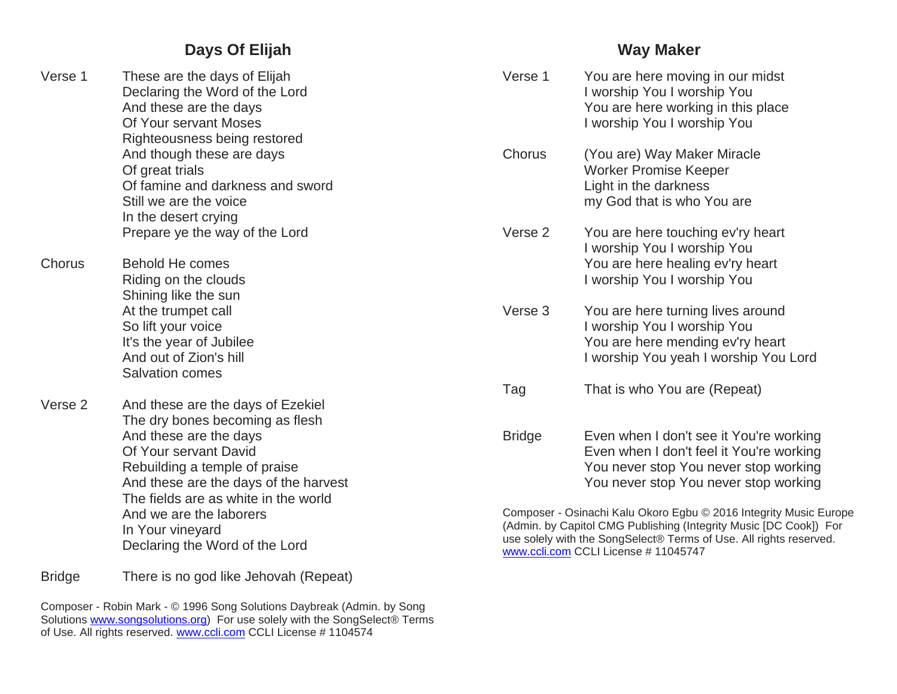## Days Of Elijah

Verse 1

These are the days of Elijah
Declaring the Word of the Lord
And these are the days
Of Your servant Moses
Righteousness being restored
And though these are days
Of great trials
Of famine and darkness and sword
Still we are the voice
In the desert crying
Prepare ye the way of the Lord

Chorus

Behold He comes
Riding on the clouds
Shining like the sun
At the trumpet call
So lift your voice
It's the year of Jubilee
And out of Zion's hill
Salvation comes

Verse 2

And these are the days of Ezekiel
The dry bones becoming as flesh
And these are the days
Of Your servant David
Rebuilding a temple of praise
And these are the days of the harvest
The fields are as white in the world
And we are the laborers
In Your vineyard
Declaring the Word of the Lord

Bridge

There is no god like Jehovah (Repeat)

Composer - Robin Mark - © 1996 Song Solutions Daybreak (Admin. by Song Solutions www.songsolutions.org) For use solely with the SongSelect® Terms of Use. All rights reserved. www.ccli.com CCLI License # 1104574

## Way Maker

Verse 1

You are here moving in our midst
I worship You I worship You
You are here working in this place
I worship You I worship You

Chorus

(You are) Way Maker Miracle
Worker Promise Keeper
Light in the darkness
my God that is who You are

Verse 2

You are here touching ev'ry heart
I worship You I worship You
You are here healing ev'ry heart
I worship You I worship You

Verse 3

You are here turning lives around
I worship You I worship You
You are here mending ev'ry heart
I worship You yeah I worship You Lord

Tag

That is who You are (Repeat)

Bridge

Even when I don't see it You're working
Even when I don't feel it You're working
You never stop You never stop working
You never stop You never stop working

Composer - Osinachi Kalu Okoro Egbu © 2016 Integrity Music Europe (Admin. by Capitol CMG Publishing (Integrity Music [DC Cook]) For use solely with the SongSelect® Terms of Use. All rights reserved. www.ccli.com CCLI License # 11045747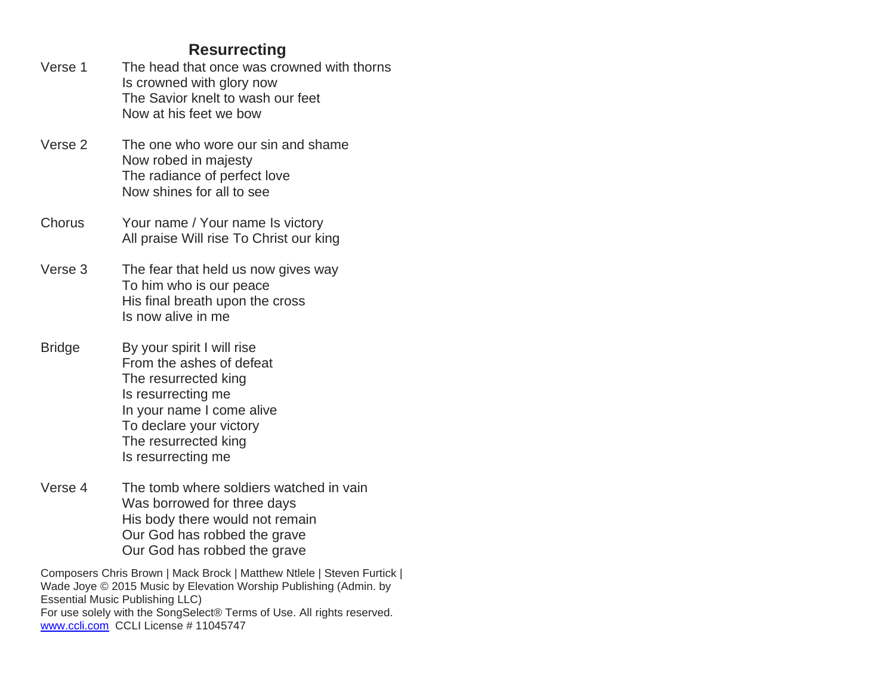# Resurrecting

Verse 1
The head that once was crowned with thorns
Is crowned with glory now
The Savior knelt to wash our feet
Now at his feet we bow

Verse 2
The one who wore our sin and shame
Now robed in majesty
The radiance of perfect love
Now shines for all to see

Chorus
Your name / Your name Is victory
All praise Will rise To Christ our king

Verse 3
The fear that held us now gives way
To him who is our peace
His final breath upon the cross
Is now alive in me

Bridge
By your spirit I will rise
From the ashes of defeat
The resurrected king
Is resurrecting me
In your name I come alive
To declare your victory
The resurrected king
Is resurrecting me

Verse 4
The tomb where soldiers watched in vain
Was borrowed for three days
His body there would not remain
Our God has robbed the grave
Our God has robbed the grave

Composers Chris Brown | Mack Brock | Matthew Ntlele | Steven Furtick | Wade Joye © 2015 Music by Elevation Worship Publishing (Admin. by Essential Music Publishing LLC)
For use solely with the SongSelect® Terms of Use. All rights reserved.
www.ccli.com CCLI License # 11045747